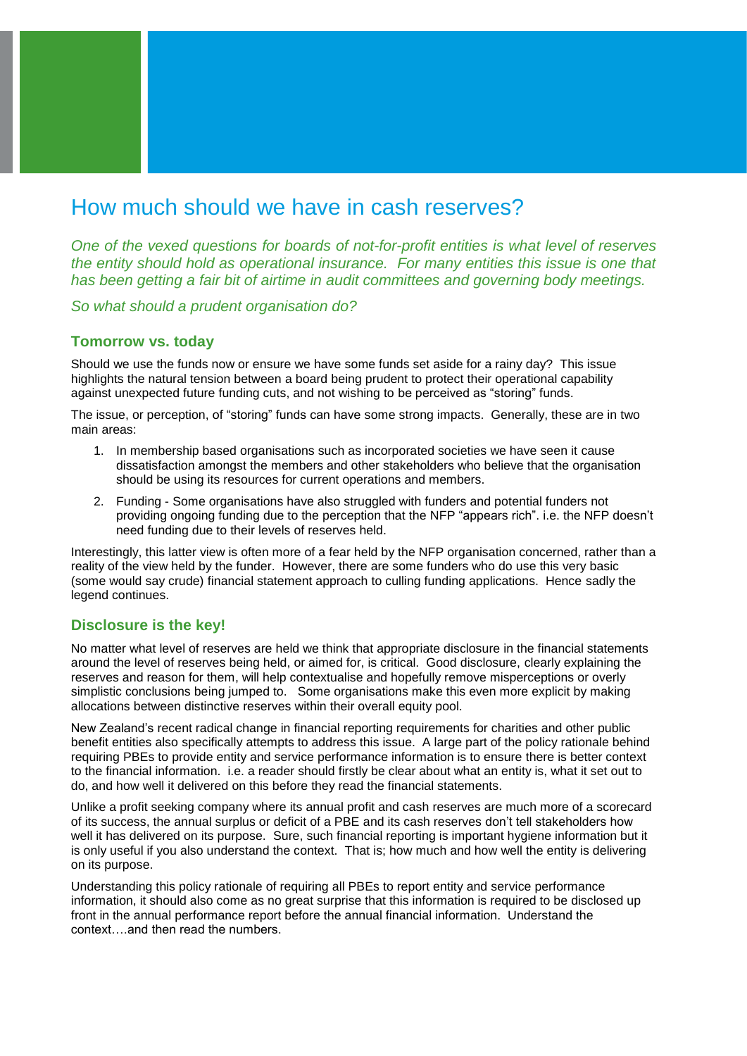# How much should we have in cash reserves?

*One of the vexed questions for boards of not-for-profit entities is what level of reserves the entity should hold as operational insurance. For many entities this issue is one that has been getting a fair bit of airtime in audit committees and governing body meetings.*

*So what should a prudent organisation do?*

## Tomorrow vs. today

Should we use the funds now or ensure we have some funds set aside for a rainy day? This issue highlights the natural tension between a board being prudent to protect their operational capability against unexpected future funding cuts, and not wishing to be perceived as "storing" funds.

The issue, or perception, of "storing" funds can have some strong impacts. Generally, these are in two main areas:

1. In membership based organisations such as incorporated societies we have seen it cause dissatisfaction amongst the members and other stakeholders who believe that the organisation should be using its resources for current operations and members.
2. Funding - Some organisations have also struggled with funders and potential funders not providing ongoing funding due to the perception that the NFP "appears rich". i.e. the NFP doesn't need funding due to their levels of reserves held.

Interestingly, this latter view is often more of a fear held by the NFP organisation concerned, rather than a reality of the view held by the funder. However, there are some funders who do use this very basic (some would say crude) financial statement approach to culling funding applications. Hence sadly the legend continues.

## Disclosure is the key!

No matter what level of reserves are held we think that appropriate disclosure in the financial statements around the level of reserves being held, or aimed for, is critical. Good disclosure, clearly explaining the reserves and reason for them, will help contextualise and hopefully remove misperceptions or overly simplistic conclusions being jumped to. Some organisations make this even more explicit by making allocations between distinctive reserves within their overall equity pool.

New Zealand's recent radical change in financial reporting requirements for charities and other public benefit entities also specifically attempts to address this issue. A large part of the policy rationale behind requiring PBEs to provide entity and service performance information is to ensure there is better context to the financial information. i.e. a reader should firstly be clear about what an entity is, what it set out to do, and how well it delivered on this before they read the financial statements.

Unlike a profit seeking company where its annual profit and cash reserves are much more of a scorecard of its success, the annual surplus or deficit of a PBE and its cash reserves don't tell stakeholders how well it has delivered on its purpose. Sure, such financial reporting is important hygiene information but it is only useful if you also understand the context. That is; how much and how well the entity is delivering on its purpose.

Understanding this policy rationale of requiring all PBEs to report entity and service performance information, it should also come as no great surprise that this information is required to be disclosed up front in the annual performance report before the annual financial information. Understand the context….and then read the numbers.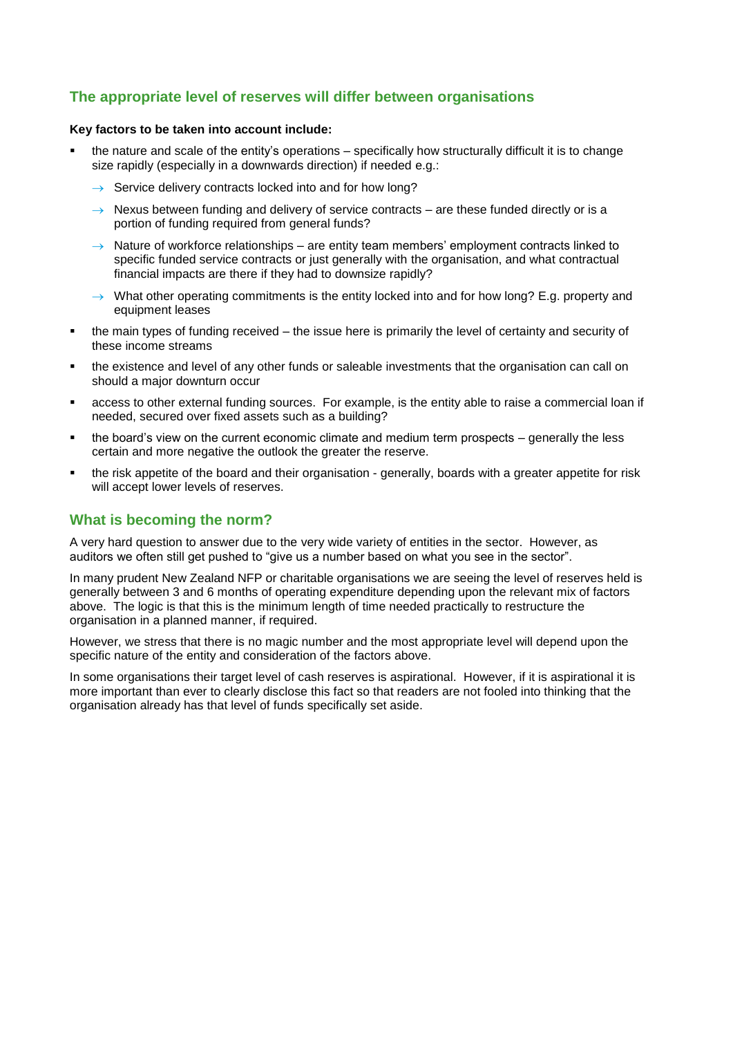## The appropriate level of reserves will differ between organisations

**Key factors to be taken into account include:**

- the nature and scale of the entity's operations – specifically how structurally difficult it is to change size rapidly (especially in a downwards direction) if needed e.g.:
    - → Service delivery contracts locked into and for how long?
    - → Nexus between funding and delivery of service contracts – are these funded directly or is a portion of funding required from general funds?
    - → Nature of workforce relationships – are entity team members' employment contracts linked to specific funded service contracts or just generally with the organisation, and what contractual financial impacts are there if they had to downsize rapidly?
    - → What other operating commitments is the entity locked into and for how long? E.g. property and equipment leases
- the main types of funding received – the issue here is primarily the level of certainty and security of these income streams
- the existence and level of any other funds or saleable investments that the organisation can call on should a major downturn occur
- access to other external funding sources. For example, is the entity able to raise a commercial loan if needed, secured over fixed assets such as a building?
- the board's view on the current economic climate and medium term prospects – generally the less certain and more negative the outlook the greater the reserve.
- the risk appetite of the board and their organisation - generally, boards with a greater appetite for risk will accept lower levels of reserves.

## What is becoming the norm?

A very hard question to answer due to the very wide variety of entities in the sector. However, as auditors we often still get pushed to "give us a number based on what you see in the sector".

In many prudent New Zealand NFP or charitable organisations we are seeing the level of reserves held is generally between 3 and 6 months of operating expenditure depending upon the relevant mix of factors above. The logic is that this is the minimum length of time needed practically to restructure the organisation in a planned manner, if required.

However, we stress that there is no magic number and the most appropriate level will depend upon the specific nature of the entity and consideration of the factors above.

In some organisations their target level of cash reserves is aspirational. However, if it is aspirational it is more important than ever to clearly disclose this fact so that readers are not fooled into thinking that the organisation already has that level of funds specifically set aside.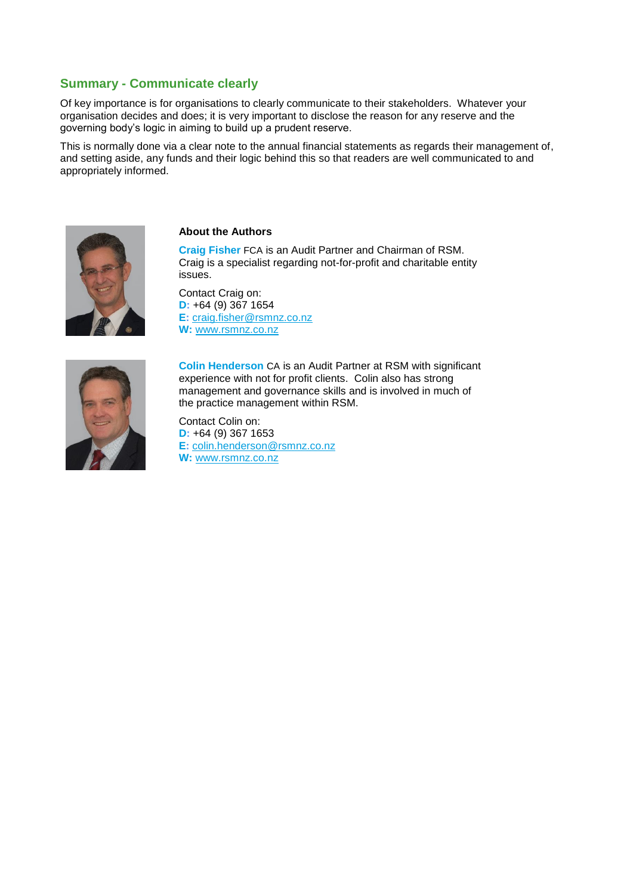## Summary - Communicate clearly

Of key importance is for organisations to clearly communicate to their stakeholders. Whatever your organisation decides and does; it is very important to disclose the reason for any reserve and the governing body's logic in aiming to build up a prudent reserve.

This is normally done via a clear note to the annual financial statements as regards their management of, and setting aside, any funds and their logic behind this so that readers are well communicated to and appropriately informed.

**About the Authors**

**Craig Fisher** FCA is an Audit Partner and Chairman of RSM. Craig is a specialist regarding not-for-profit and charitable entity issues.

Contact Craig on:
**D:** +64 (9) 367 1654
**E:** craig.fisher@rsmnz.co.nz
**W:** www.rsmnz.co.nz

**Colin Henderson** CA is an Audit Partner at RSM with significant experience with not for profit clients. Colin also has strong management and governance skills and is involved in much of the practice management within RSM.

Contact Colin on:
**D:** +64 (9) 367 1653
**E:** colin.henderson@rsmnz.co.nz
**W:** www.rsmnz.co.nz